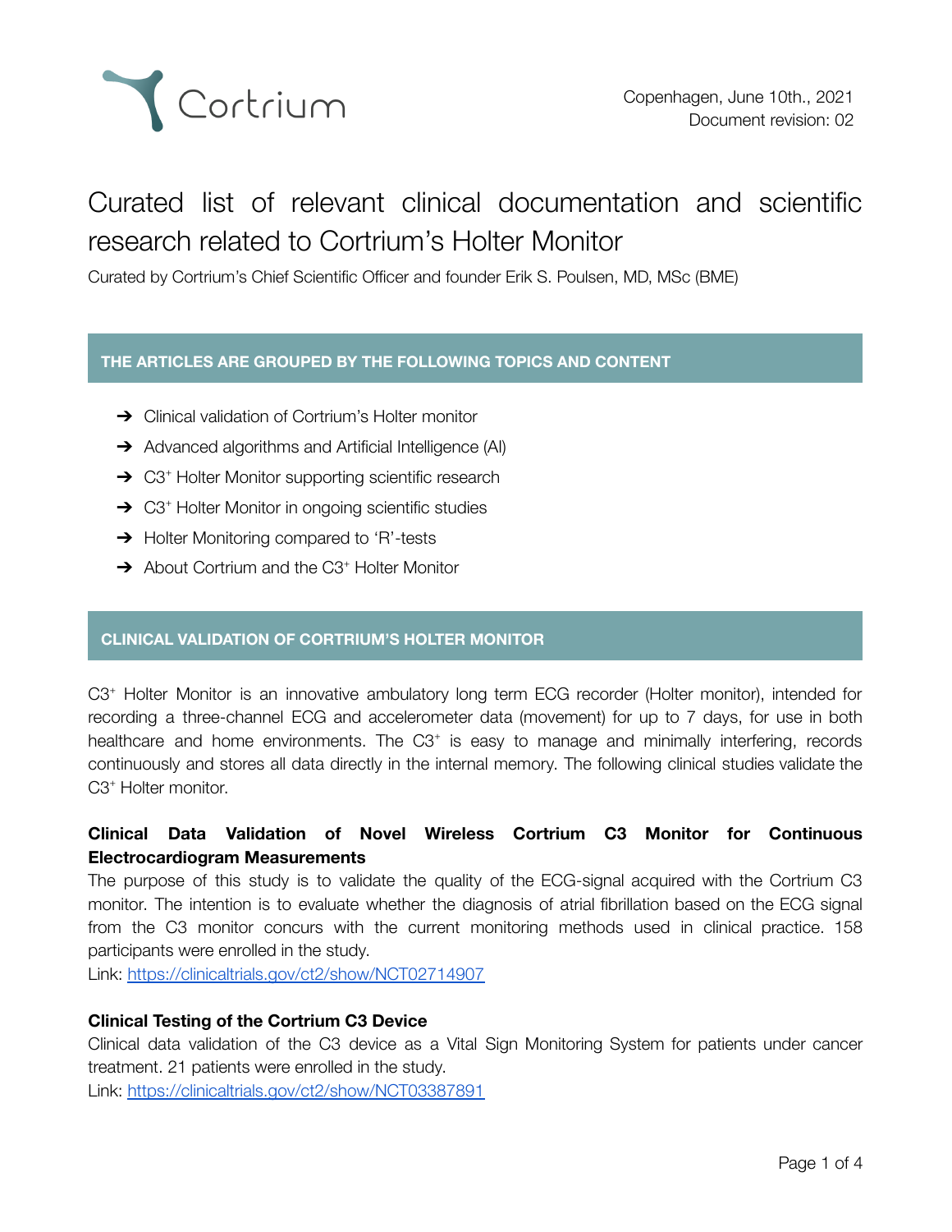Cortrium

Copenhagen, June 10th., 2021
Document revision: 02

# Curated list of relevant clinical documentation and scientific research related to Cortrium's Holter Monitor

Curated by Cortrium's Chief Scientific Officer and founder Erik S. Poulsen, MD, MSc (BME)

## THE ARTICLES ARE GROUPED BY THE FOLLOWING TOPICS AND CONTENT

- ➔ Clinical validation of Cortrium's Holter monitor
- ➔ Advanced algorithms and Artificial Intelligence (AI)
- ➔ C3⁺ Holter Monitor supporting scientific research
- ➔ C3⁺ Holter Monitor in ongoing scientific studies
- ➔ Holter Monitoring compared to 'R'-tests
- ➔ About Cortrium and the C3⁺ Holter Monitor

## CLINICAL VALIDATION OF CORTRIUM'S HOLTER MONITOR

C3⁺ Holter Monitor is an innovative ambulatory long term ECG recorder (Holter monitor), intended for recording a three-channel ECG and accelerometer data (movement) for up to 7 days, for use in both healthcare and home environments. The C3⁺ is easy to manage and minimally interfering, records continuously and stores all data directly in the internal memory. The following clinical studies validate the C3⁺ Holter monitor.

**Clinical Data Validation of Novel Wireless Cortrium C3 Monitor for Continuous Electrocardiogram Measurements**
The purpose of this study is to validate the quality of the ECG-signal acquired with the Cortrium C3 monitor. The intention is to evaluate whether the diagnosis of atrial fibrillation based on the ECG signal from the C3 monitor concurs with the current monitoring methods used in clinical practice. 158 participants were enrolled in the study.
Link: https://clinicaltrials.gov/ct2/show/NCT02714907

**Clinical Testing of the Cortrium C3 Device**
Clinical data validation of the C3 device as a Vital Sign Monitoring System for patients under cancer treatment. 21 patients were enrolled in the study.
Link: https://clinicaltrials.gov/ct2/show/NCT03387891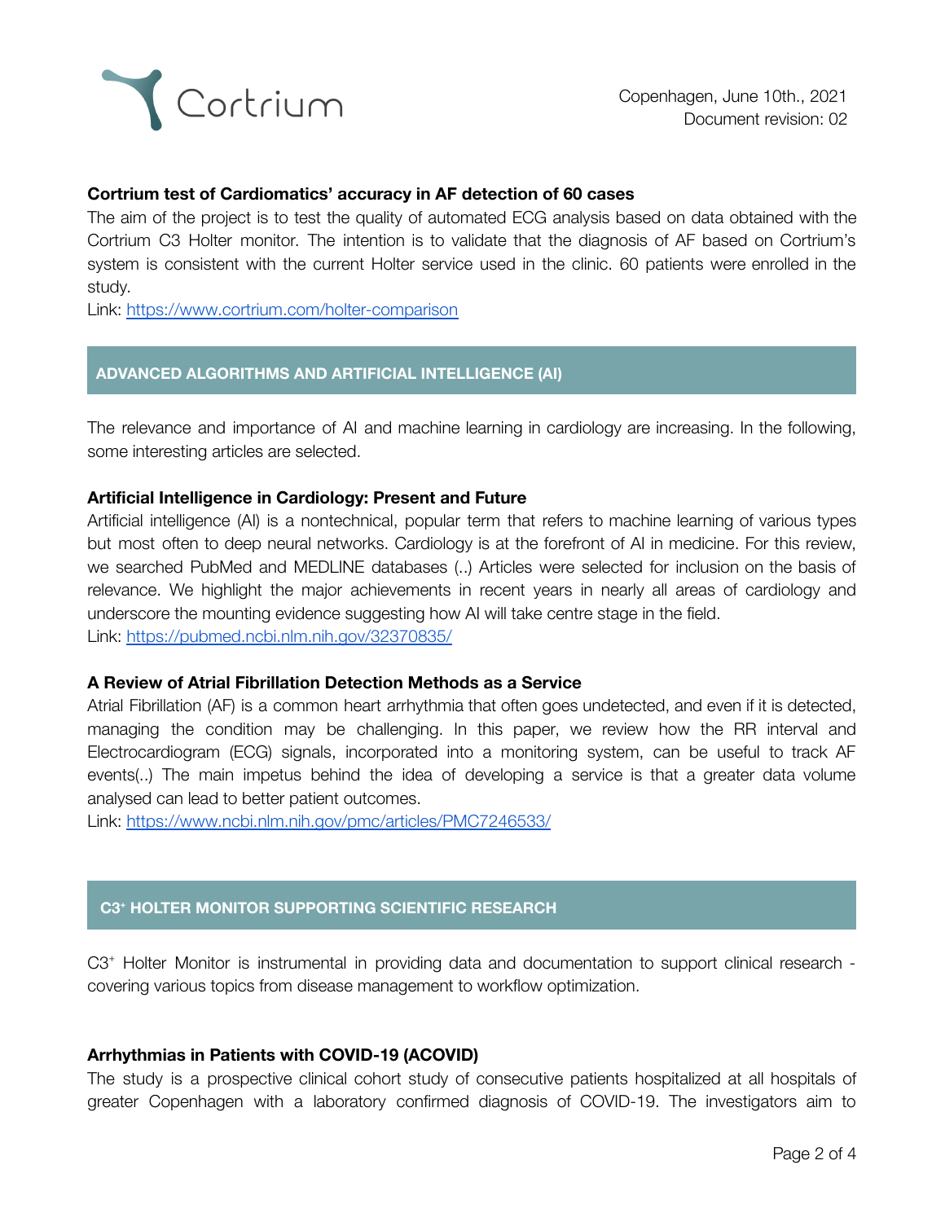**Cortrium test of Cardiomatics' accuracy in AF detection of 60 cases**

The aim of the project is to test the quality of automated ECG analysis based on data obtained with the Cortrium C3 Holter monitor. The intention is to validate that the diagnosis of AF based on Cortrium's system is consistent with the current Holter service used in the clinic. 60 patients were enrolled in the study.

Link: https://www.cortrium.com/holter-comparison

## ADVANCED ALGORITHMS AND ARTIFICIAL INTELLIGENCE (AI)

The relevance and importance of AI and machine learning in cardiology are increasing. In the following, some interesting articles are selected.

**Artificial Intelligence in Cardiology: Present and Future**

Artificial intelligence (AI) is a nontechnical, popular term that refers to machine learning of various types but most often to deep neural networks. Cardiology is at the forefront of AI in medicine. For this review, we searched PubMed and MEDLINE databases (..) Articles were selected for inclusion on the basis of relevance. We highlight the major achievements in recent years in nearly all areas of cardiology and underscore the mounting evidence suggesting how AI will take centre stage in the field.

Link: https://pubmed.ncbi.nlm.nih.gov/32370835/

**A Review of Atrial Fibrillation Detection Methods as a Service**

Atrial Fibrillation (AF) is a common heart arrhythmia that often goes undetected, and even if it is detected, managing the condition may be challenging. In this paper, we review how the RR interval and Electrocardiogram (ECG) signals, incorporated into a monitoring system, can be useful to track AF events(..) The main impetus behind the idea of developing a service is that a greater data volume analysed can lead to better patient outcomes.

Link: https://www.ncbi.nlm.nih.gov/pmc/articles/PMC7246533/

## C3⁺ HOLTER MONITOR SUPPORTING SCIENTIFIC RESEARCH

C3⁺ Holter Monitor is instrumental in providing data and documentation to support clinical research - covering various topics from disease management to workflow optimization.

**Arrhythmias in Patients with COVID-19 (ACOVID)**

The study is a prospective clinical cohort study of consecutive patients hospitalized at all hospitals of greater Copenhagen with a laboratory confirmed diagnosis of COVID-19. The investigators aim to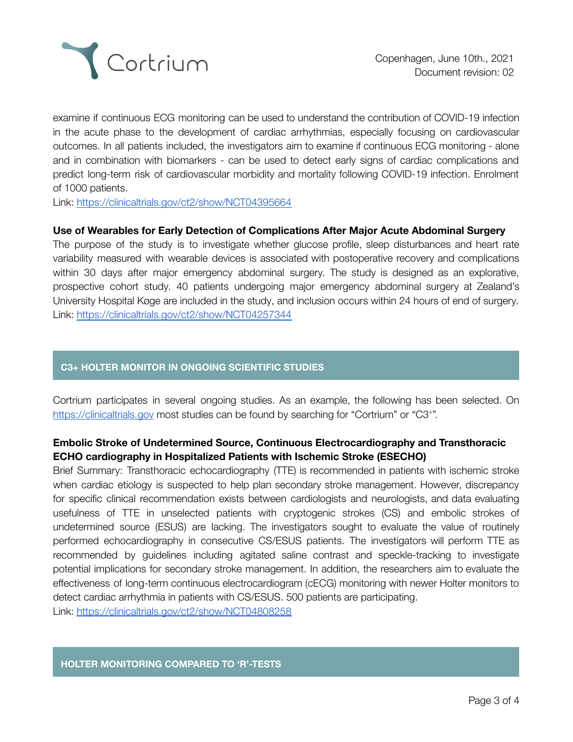examine if continuous ECG monitoring can be used to understand the contribution of COVID-19 infection in the acute phase to the development of cardiac arrhythmias, especially focusing on cardiovascular outcomes. In all patients included, the investigators aim to examine if continuous ECG monitoring - alone and in combination with biomarkers - can be used to detect early signs of cardiac complications and predict long-term risk of cardiovascular morbidity and mortality following COVID-19 infection. Enrolment of 1000 patients.
Link: https://clinicaltrials.gov/ct2/show/NCT04395664

**Use of Wearables for Early Detection of Complications After Major Acute Abdominal Surgery**
The purpose of the study is to investigate whether glucose profile, sleep disturbances and heart rate variability measured with wearable devices is associated with postoperative recovery and complications within 30 days after major emergency abdominal surgery. The study is designed as an explorative, prospective cohort study. 40 patients undergoing major emergency abdominal surgery at Zealand's University Hospital Køge are included in the study, and inclusion occurs within 24 hours of end of surgery.
Link: https://clinicaltrials.gov/ct2/show/NCT04257344

## C3+ HOLTER MONITOR IN ONGOING SCIENTIFIC STUDIES

Cortrium participates in several ongoing studies. As an example, the following has been selected. On https://clinicaltrials.gov most studies can be found by searching for "Cortrium" or "C3⁺".

**Embolic Stroke of Undetermined Source, Continuous Electrocardiography and Transthoracic ECHO cardiography in Hospitalized Patients with Ischemic Stroke (ESECHO)**
Brief Summary: Transthoracic echocardiography (TTE) is recommended in patients with ischemic stroke when cardiac etiology is suspected to help plan secondary stroke management. However, discrepancy for specific clinical recommendation exists between cardiologists and neurologists, and data evaluating usefulness of TTE in unselected patients with cryptogenic strokes (CS) and embolic strokes of undetermined source (ESUS) are lacking. The investigators sought to evaluate the value of routinely performed echocardiography in consecutive CS/ESUS patients. The investigators will perform TTE as recommended by guidelines including agitated saline contrast and speckle-tracking to investigate potential implications for secondary stroke management. In addition, the researchers aim to evaluate the effectiveness of long-term continuous electrocardiogram (cECG) monitoring with newer Holter monitors to detect cardiac arrhythmia in patients with CS/ESUS. 500 patients are participating.
Link: https://clinicaltrials.gov/ct2/show/NCT04808258

## HOLTER MONITORING COMPARED TO 'R'-TESTS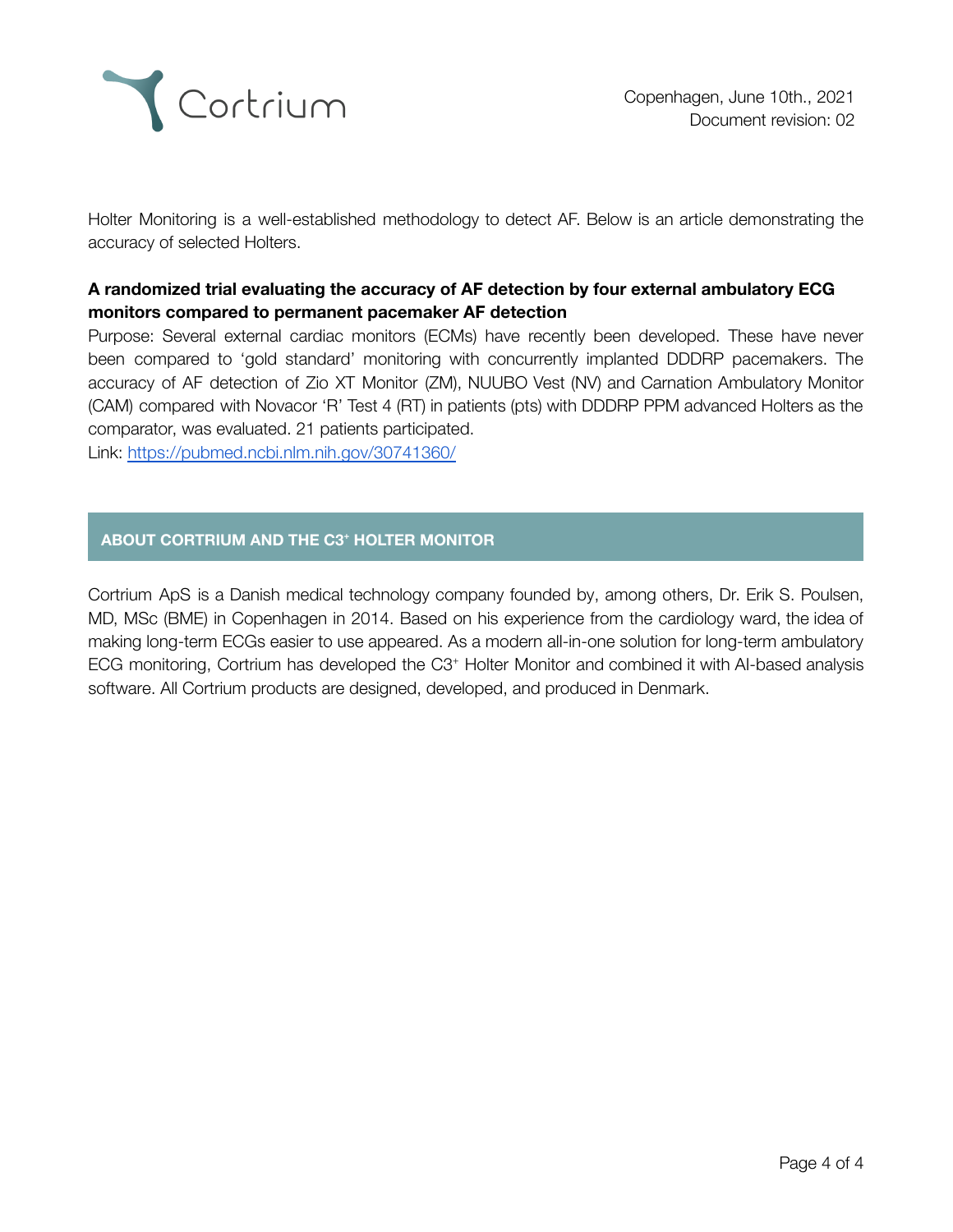Copenhagen, June 10th., 2021
Document revision: 02

Holter Monitoring is a well-established methodology to detect AF. Below is an article demonstrating the accuracy of selected Holters.

**A randomized trial evaluating the accuracy of AF detection by four external ambulatory ECG monitors compared to permanent pacemaker AF detection**

Purpose: Several external cardiac monitors (ECMs) have recently been developed. These have never been compared to 'gold standard' monitoring with concurrently implanted DDDRP pacemakers. The accuracy of AF detection of Zio XT Monitor (ZM), NUUBO Vest (NV) and Carnation Ambulatory Monitor (CAM) compared with Novacor 'R' Test 4 (RT) in patients (pts) with DDDRP PPM advanced Holters as the comparator, was evaluated. 21 patients participated.

Link: https://pubmed.ncbi.nlm.nih.gov/30741360/

## ABOUT CORTRIUM AND THE C3⁺ HOLTER MONITOR

Cortrium ApS is a Danish medical technology company founded by, among others, Dr. Erik S. Poulsen, MD, MSc (BME) in Copenhagen in 2014. Based on his experience from the cardiology ward, the idea of making long-term ECGs easier to use appeared. As a modern all-in-one solution for long-term ambulatory ECG monitoring, Cortrium has developed the C3⁺ Holter Monitor and combined it with AI-based analysis software. All Cortrium products are designed, developed, and produced in Denmark.